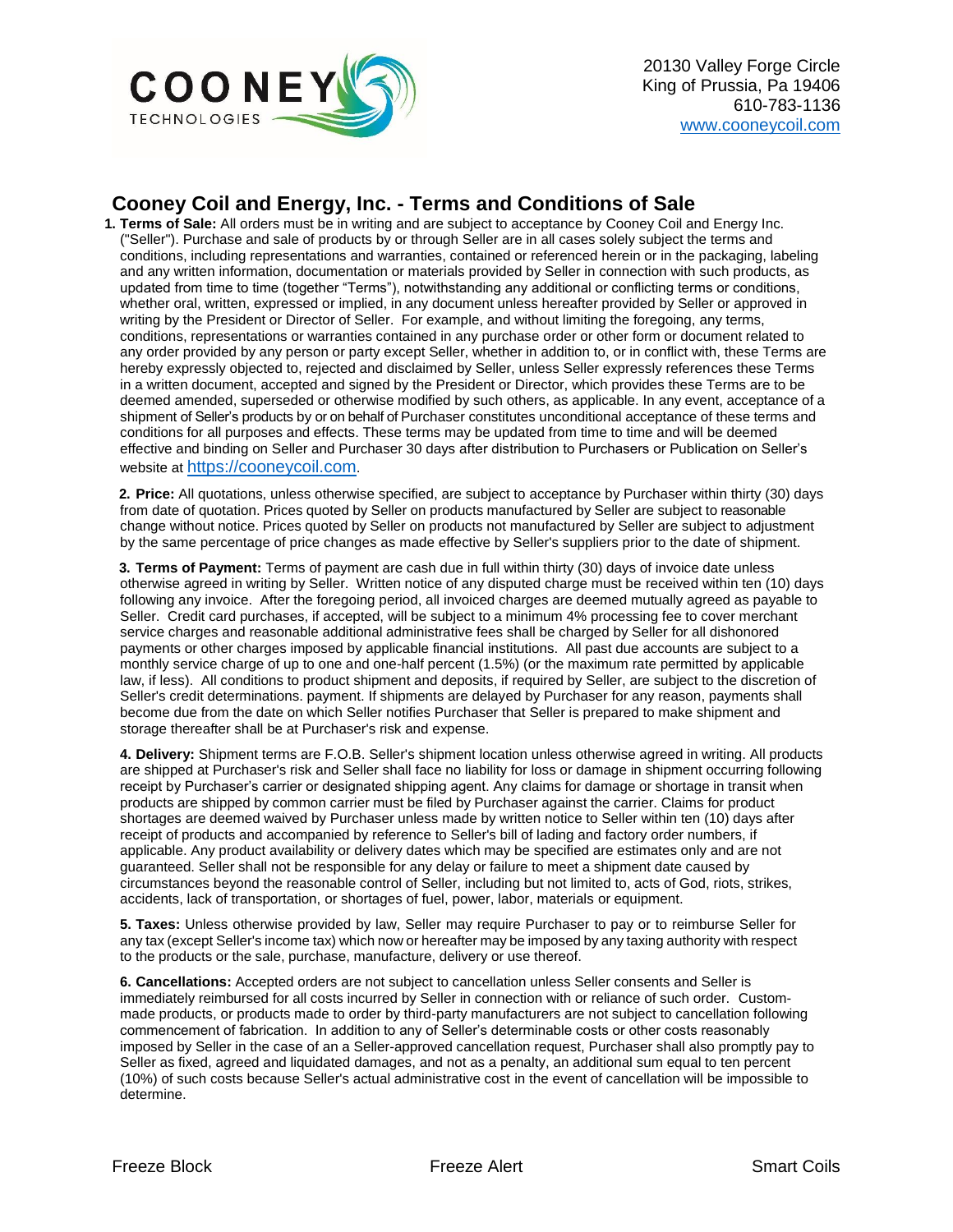COONEY TECHNOLOGIES

20130 Valley Forge Circle
King of Prussia, Pa 19406
610-783-1136
www.cooneycoil.com

## Cooney Coil and Energy, Inc. - Terms and Conditions of Sale

1. **Terms of Sale:** All orders must be in writing and are subject to acceptance by Cooney Coil and Energy Inc. ("Seller"). Purchase and sale of products by or through Seller are in all cases solely subject the terms and conditions, including representations and warranties, contained or referenced herein or in the packaging, labeling and any written information, documentation or materials provided by Seller in connection with such products, as updated from time to time (together "Terms"), notwithstanding any additional or conflicting terms or conditions, whether oral, written, expressed or implied, in any document unless hereafter provided by Seller or approved in writing by the President or Director of Seller. For example, and without limiting the foregoing, any terms, conditions, representations or warranties contained in any purchase order or other form or document related to any order provided by any person or party except Seller, whether in addition to, or in conflict with, these Terms are hereby expressly objected to, rejected and disclaimed by Seller, unless Seller expressly references these Terms in a written document, accepted and signed by the President or Director, which provides these Terms are to be deemed amended, superseded or otherwise modified by such others, as applicable. In any event, acceptance of a shipment of Seller's products by or on behalf of Purchaser constitutes unconditional acceptance of these terms and conditions for all purposes and effects. These terms may be updated from time to time and will be deemed effective and binding on Seller and Purchaser 30 days after distribution to Purchasers or Publication on Seller's website at https://cooneycoil.com.

2. **Price:** All quotations, unless otherwise specified, are subject to acceptance by Purchaser within thirty (30) days from date of quotation. Prices quoted by Seller on products manufactured by Seller are subject to reasonable change without notice. Prices quoted by Seller on products not manufactured by Seller are subject to adjustment by the same percentage of price changes as made effective by Seller's suppliers prior to the date of shipment.

3. **Terms of Payment:** Terms of payment are cash due in full within thirty (30) days of invoice date unless otherwise agreed in writing by Seller. Written notice of any disputed charge must be received within ten (10) days following any invoice. After the foregoing period, all invoiced charges are deemed mutually agreed as payable to Seller. Credit card purchases, if accepted, will be subject to a minimum 4% processing fee to cover merchant service charges and reasonable additional administrative fees shall be charged by Seller for all dishonored payments or other charges imposed by applicable financial institutions. All past due accounts are subject to a monthly service charge of up to one and one-half percent (1.5%) (or the maximum rate permitted by applicable law, if less). All conditions to product shipment and deposits, if required by Seller, are subject to the discretion of Seller's credit determinations. payment. If shipments are delayed by Purchaser for any reason, payments shall become due from the date on which Seller notifies Purchaser that Seller is prepared to make shipment and storage thereafter shall be at Purchaser's risk and expense.

4. **Delivery:** Shipment terms are F.O.B. Seller's shipment location unless otherwise agreed in writing. All products are shipped at Purchaser's risk and Seller shall face no liability for loss or damage in shipment occurring following receipt by Purchaser's carrier or designated shipping agent. Any claims for damage or shortage in transit when products are shipped by common carrier must be filed by Purchaser against the carrier. Claims for product shortages are deemed waived by Purchaser unless made by written notice to Seller within ten (10) days after receipt of products and accompanied by reference to Seller's bill of lading and factory order numbers, if applicable. Any product availability or delivery dates which may be specified are estimates only and are not guaranteed. Seller shall not be responsible for any delay or failure to meet a shipment date caused by circumstances beyond the reasonable control of Seller, including but not limited to, acts of God, riots, strikes, accidents, lack of transportation, or shortages of fuel, power, labor, materials or equipment.

5. **Taxes:** Unless otherwise provided by law, Seller may require Purchaser to pay or to reimburse Seller for any tax (except Seller's income tax) which now or hereafter may be imposed by any taxing authority with respect to the products or the sale, purchase, manufacture, delivery or use thereof.

6. **Cancellations:** Accepted orders are not subject to cancellation unless Seller consents and Seller is immediately reimbursed for all costs incurred by Seller in connection with or reliance of such order. Custom-made products, or products made to order by third-party manufacturers are not subject to cancellation following commencement of fabrication. In addition to any of Seller's determinable costs or other costs reasonably imposed by Seller in the case of an a Seller-approved cancellation request, Purchaser shall also promptly pay to Seller as fixed, agreed and liquidated damages, and not as a penalty, an additional sum equal to ten percent (10%) of such costs because Seller's actual administrative cost in the event of cancellation will be impossible to determine.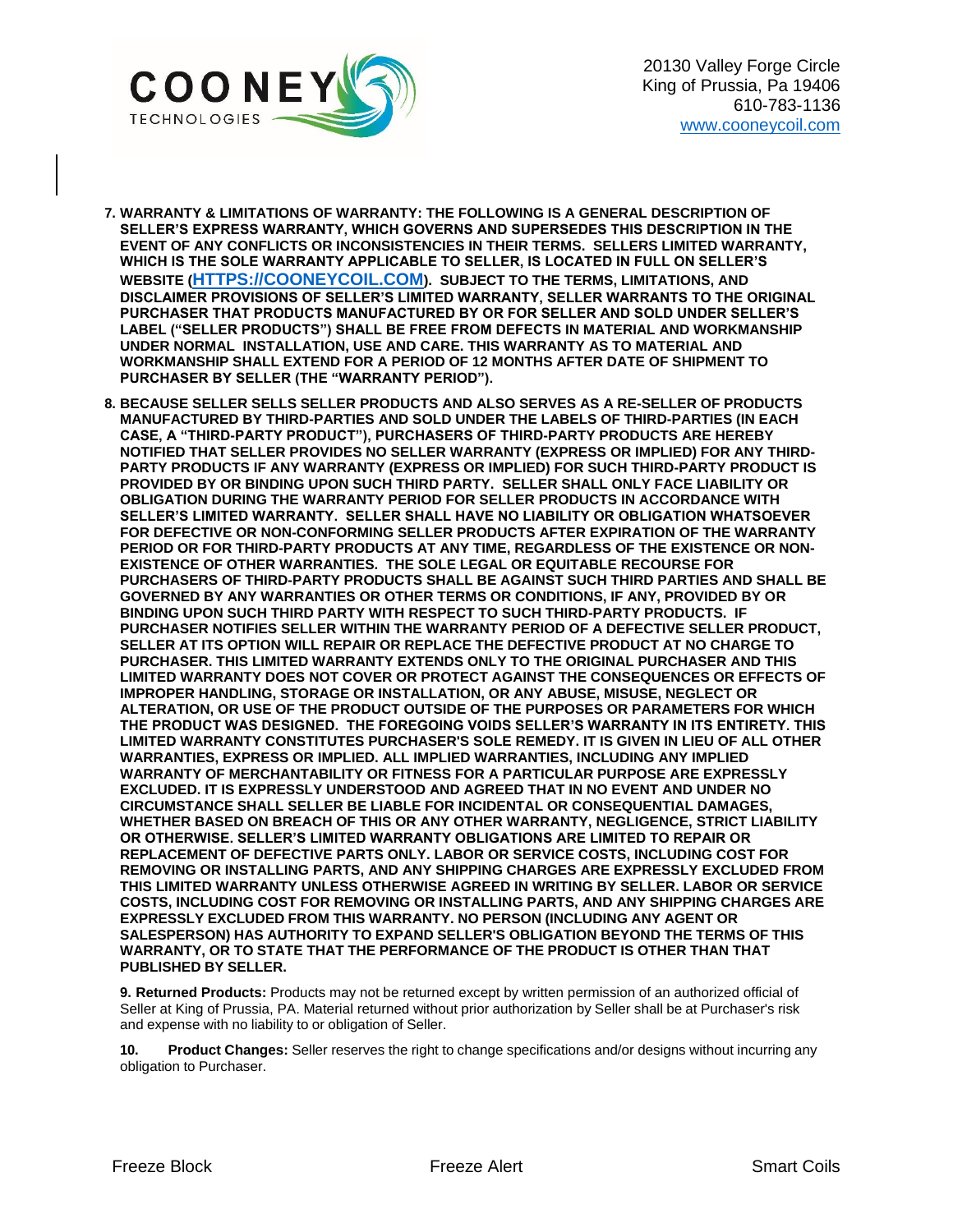7. **WARRANTY & LIMITATIONS OF WARRANTY: THE FOLLOWING IS A GENERAL DESCRIPTION OF SELLER'S EXPRESS WARRANTY, WHICH GOVERNS AND SUPERSEDES THIS DESCRIPTION IN THE EVENT OF ANY CONFLICTS OR INCONSISTENCIES IN THEIR TERMS. SELLERS LIMITED WARRANTY, WHICH IS THE SOLE WARRANTY APPLICABLE TO SELLER, IS LOCATED IN FULL ON SELLER'S WEBSITE (HTTPS://COONEYCOIL.COM). SUBJECT TO THE TERMS, LIMITATIONS, AND DISCLAIMER PROVISIONS OF SELLER'S LIMITED WARRANTY, SELLER WARRANTS TO THE ORIGINAL PURCHASER THAT PRODUCTS MANUFACTURED BY OR FOR SELLER AND SOLD UNDER SELLER'S LABEL ("SELLER PRODUCTS") SHALL BE FREE FROM DEFECTS IN MATERIAL AND WORKMANSHIP UNDER NORMAL INSTALLATION, USE AND CARE. THIS WARRANTY AS TO MATERIAL AND WORKMANSHIP SHALL EXTEND FOR A PERIOD OF 12 MONTHS AFTER DATE OF SHIPMENT TO PURCHASER BY SELLER (THE "WARRANTY PERIOD").**

8. **BECAUSE SELLER SELLS SELLER PRODUCTS AND ALSO SERVES AS A RE-SELLER OF PRODUCTS MANUFACTURED BY THIRD-PARTIES AND SOLD UNDER THE LABELS OF THIRD-PARTIES (IN EACH CASE, A "THIRD-PARTY PRODUCT"), PURCHASERS OF THIRD-PARTY PRODUCTS ARE HEREBY NOTIFIED THAT SELLER PROVIDES NO SELLER WARRANTY (EXPRESS OR IMPLIED) FOR ANY THIRD-PARTY PRODUCTS IF ANY WARRANTY (EXPRESS OR IMPLIED) FOR SUCH THIRD-PARTY PRODUCT IS PROVIDED BY OR BINDING UPON SUCH THIRD PARTY. SELLER SHALL ONLY FACE LIABILITY OR OBLIGATION DURING THE WARRANTY PERIOD FOR SELLER PRODUCTS IN ACCORDANCE WITH SELLER'S LIMITED WARRANTY. SELLER SHALL HAVE NO LIABILITY OR OBLIGATION WHATSOEVER FOR DEFECTIVE OR NON-CONFORMING SELLER PRODUCTS AFTER EXPIRATION OF THE WARRANTY PERIOD OR FOR THIRD-PARTY PRODUCTS AT ANY TIME, REGARDLESS OF THE EXISTENCE OR NON-EXISTENCE OF OTHER WARRANTIES. THE SOLE LEGAL OR EQUITABLE RECOURSE FOR PURCHASERS OF THIRD-PARTY PRODUCTS SHALL BE AGAINST SUCH THIRD PARTIES AND SHALL BE GOVERNED BY ANY WARRANTIES OR OTHER TERMS OR CONDITIONS, IF ANY, PROVIDED BY OR BINDING UPON SUCH THIRD PARTY WITH RESPECT TO SUCH THIRD-PARTY PRODUCTS. IF PURCHASER NOTIFIES SELLER WITHIN THE WARRANTY PERIOD OF A DEFECTIVE SELLER PRODUCT, SELLER AT ITS OPTION WILL REPAIR OR REPLACE THE DEFECTIVE PRODUCT AT NO CHARGE TO PURCHASER. THIS LIMITED WARRANTY EXTENDS ONLY TO THE ORIGINAL PURCHASER AND THIS LIMITED WARRANTY DOES NOT COVER OR PROTECT AGAINST THE CONSEQUENCES OR EFFECTS OF IMPROPER HANDLING, STORAGE OR INSTALLATION, OR ANY ABUSE, MISUSE, NEGLECT OR ALTERATION, OR USE OF THE PRODUCT OUTSIDE OF THE PURPOSES OR PARAMETERS FOR WHICH THE PRODUCT WAS DESIGNED. THE FOREGOING VOIDS SELLER'S WARRANTY IN ITS ENTIRETY. THIS LIMITED WARRANTY CONSTITUTES PURCHASER'S SOLE REMEDY. IT IS GIVEN IN LIEU OF ALL OTHER WARRANTIES, EXPRESS OR IMPLIED. ALL IMPLIED WARRANTIES, INCLUDING ANY IMPLIED WARRANTY OF MERCHANTABILITY OR FITNESS FOR A PARTICULAR PURPOSE ARE EXPRESSLY EXCLUDED. IT IS EXPRESSLY UNDERSTOOD AND AGREED THAT IN NO EVENT AND UNDER NO CIRCUMSTANCE SHALL SELLER BE LIABLE FOR INCIDENTAL OR CONSEQUENTIAL DAMAGES, WHETHER BASED ON BREACH OF THIS OR ANY OTHER WARRANTY, NEGLIGENCE, STRICT LIABILITY OR OTHERWISE. SELLER'S LIMITED WARRANTY OBLIGATIONS ARE LIMITED TO REPAIR OR REPLACEMENT OF DEFECTIVE PARTS ONLY. LABOR OR SERVICE COSTS, INCLUDING COST FOR REMOVING OR INSTALLING PARTS, AND ANY SHIPPING CHARGES ARE EXPRESSLY EXCLUDED FROM THIS LIMITED WARRANTY UNLESS OTHERWISE AGREED IN WRITING BY SELLER. LABOR OR SERVICE COSTS, INCLUDING COST FOR REMOVING OR INSTALLING PARTS, AND ANY SHIPPING CHARGES ARE EXPRESSLY EXCLUDED FROM THIS WARRANTY. NO PERSON (INCLUDING ANY AGENT OR SALESPERSON) HAS AUTHORITY TO EXPAND SELLER'S OBLIGATION BEYOND THE TERMS OF THIS WARRANTY, OR TO STATE THAT THE PERFORMANCE OF THE PRODUCT IS OTHER THAN THAT PUBLISHED BY SELLER.**

**9. Returned Products:** Products may not be returned except by written permission of an authorized official of Seller at King of Prussia, PA. Material returned without prior authorization by Seller shall be at Purchaser's risk and expense with no liability to or obligation of Seller.

**10. Product Changes:** Seller reserves the right to change specifications and/or designs without incurring any obligation to Purchaser.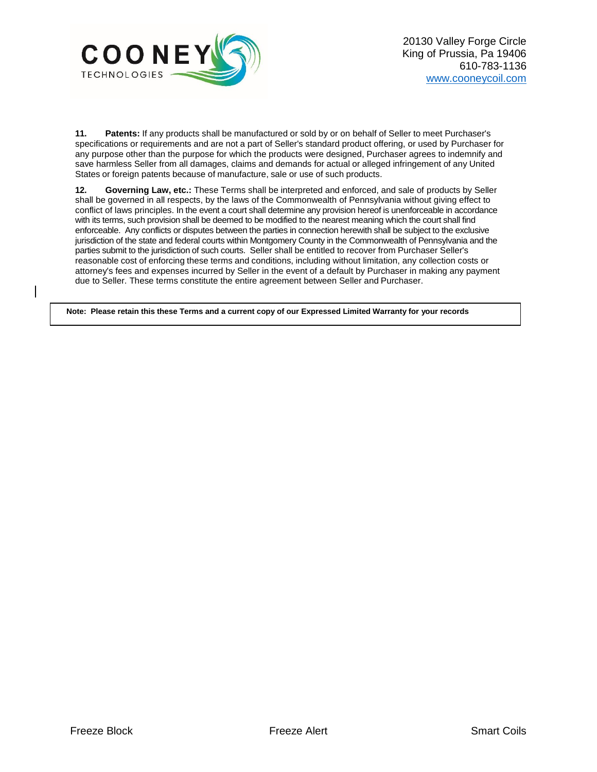**11. Patents:** If any products shall be manufactured or sold by or on behalf of Seller to meet Purchaser's specifications or requirements and are not a part of Seller's standard product offering, or used by Purchaser for any purpose other than the purpose for which the products were designed, Purchaser agrees to indemnify and save harmless Seller from all damages, claims and demands for actual or alleged infringement of any United States or foreign patents because of manufacture, sale or use of such products.

**12. Governing Law, etc.:** These Terms shall be interpreted and enforced, and sale of products by Seller shall be governed in all respects, by the laws of the Commonwealth of Pennsylvania without giving effect to conflict of laws principles. In the event a court shall determine any provision hereof is unenforceable in accordance with its terms, such provision shall be deemed to be modified to the nearest meaning which the court shall find enforceable. Any conflicts or disputes between the parties in connection herewith shall be subject to the exclusive jurisdiction of the state and federal courts within Montgomery County in the Commonwealth of Pennsylvania and the parties submit to the jurisdiction of such courts. Seller shall be entitled to recover from Purchaser Seller's reasonable cost of enforcing these terms and conditions, including without limitation, any collection costs or attorney's fees and expenses incurred by Seller in the event of a default by Purchaser in making any payment due to Seller. These terms constitute the entire agreement between Seller and Purchaser.

**Note: Please retain this these Terms and a current copy of our Expressed Limited Warranty for your records**